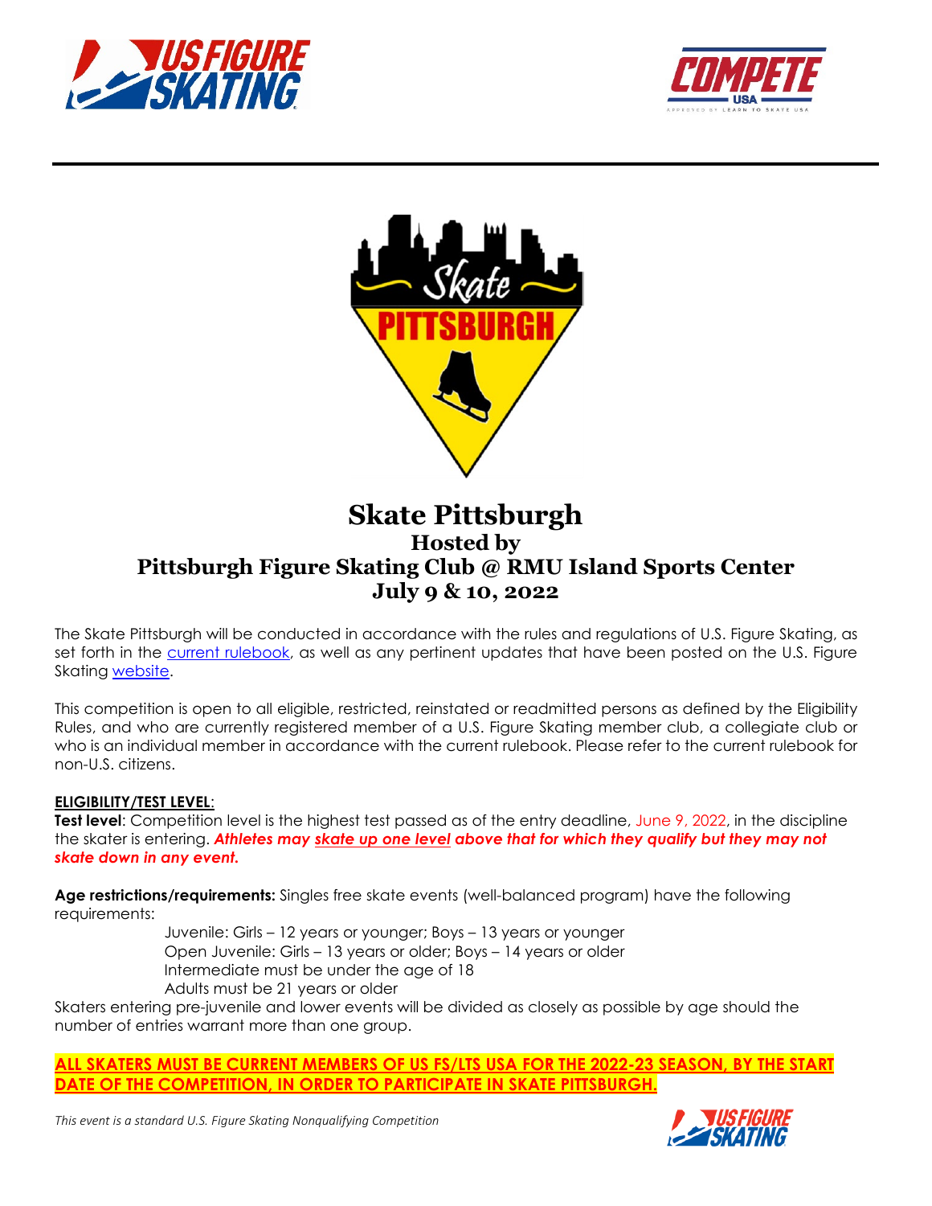# Skate Pittsburgh

## Hosted by
## Pittsburgh Figure Skating Club @ RMU Island Sports Center
## July 9 & 10, 2022

The Skate Pittsburgh will be conducted in accordance with the rules and regulations of U.S. Figure Skating, as set forth in the current rulebook, as well as any pertinent updates that have been posted on the U.S. Figure Skating website.

This competition is open to all eligible, restricted, reinstated or readmitted persons as defined by the Eligibility Rules, and who are currently registered member of a U.S. Figure Skating member club, a collegiate club or who is an individual member in accordance with the current rulebook. Please refer to the current rulebook for non-U.S. citizens.

**ELIGIBILITY/TEST LEVEL**:

**Test level**: Competition level is the highest test passed as of the entry deadline, June 9, 2022, in the discipline the skater is entering. ***Athletes may skate up one level above that for which they qualify but they may not skate down in any event.***

**Age restrictions/requirements:** Singles free skate events (well-balanced program) have the following requirements:

- Juvenile: Girls – 12 years or younger; Boys – 13 years or younger
- Open Juvenile: Girls – 13 years or older; Boys – 14 years or older
- Intermediate must be under the age of 18
- Adults must be 21 years or older

Skaters entering pre-juvenile and lower events will be divided as closely as possible by age should the number of entries warrant more than one group.

**ALL SKATERS MUST BE CURRENT MEMBERS OF US FS/LTS USA FOR THE 2022-23 SEASON, BY THE START DATE OF THE COMPETITION, IN ORDER TO PARTICIPATE IN SKATE PITTSBURGH.**

*This event is a standard U.S. Figure Skating Nonqualifying Competition*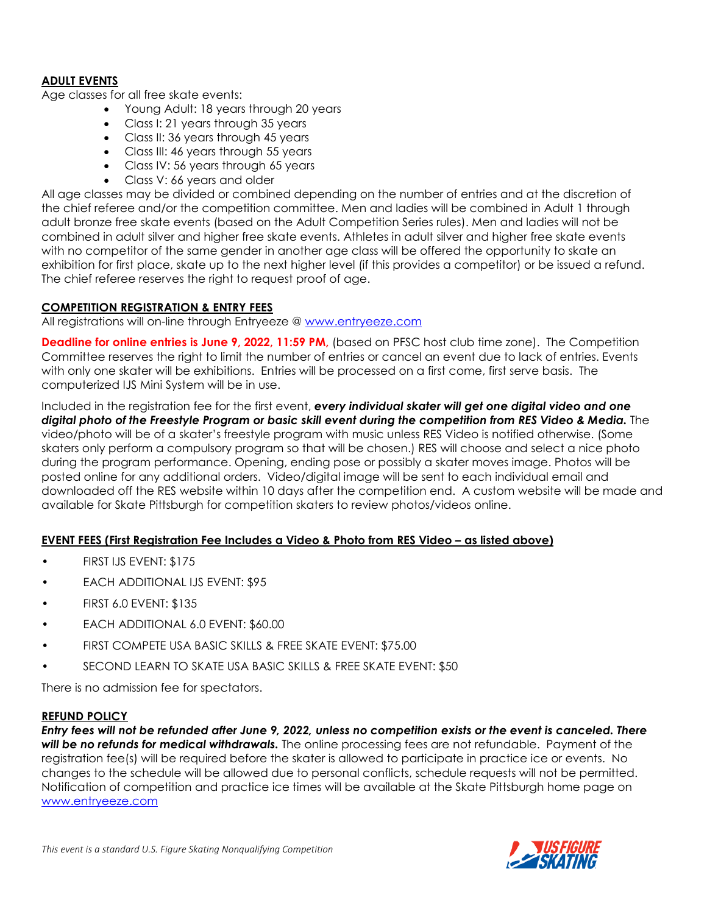## ADULT EVENTS

Age classes for all free skate events:

- Young Adult: 18 years through 20 years
- Class I: 21 years through 35 years
- Class II: 36 years through 45 years
- Class III: 46 years through 55 years
- Class IV: 56 years through 65 years
- Class V: 66 years and older

All age classes may be divided or combined depending on the number of entries and at the discretion of the chief referee and/or the competition committee. Men and ladies will be combined in Adult 1 through adult bronze free skate events (based on the Adult Competition Series rules). Men and ladies will not be combined in adult silver and higher free skate events. Athletes in adult silver and higher free skate events with no competitor of the same gender in another age class will be offered the opportunity to skate an exhibition for first place, skate up to the next higher level (if this provides a competitor) or be issued a refund. The chief referee reserves the right to request proof of age.

## COMPETITION REGISTRATION & ENTRY FEES

All registrations will on-line through Entryeeze @ www.entryeeze.com

**Deadline for online entries is June 9, 2022, 11:59 PM,** (based on PFSC host club time zone). The Competition Committee reserves the right to limit the number of entries or cancel an event due to lack of entries. Events with only one skater will be exhibitions. Entries will be processed on a first come, first serve basis. The computerized IJS Mini System will be in use.

Included in the registration fee for the first event, ***every individual skater will get one digital video and one digital photo of the Freestyle Program or basic skill event during the competition from RES Video & Media.*** The video/photo will be of a skater's freestyle program with music unless RES Video is notified otherwise. (Some skaters only perform a compulsory program so that will be chosen.) RES will choose and select a nice photo during the program performance. Opening, ending pose or possibly a skater moves image. Photos will be posted online for any additional orders. Video/digital image will be sent to each individual email and downloaded off the RES website within 10 days after the competition end. A custom website will be made and available for Skate Pittsburgh for competition skaters to review photos/videos online.

## EVENT FEES (First Registration Fee Includes a Video & Photo from RES Video – as listed above)

- FIRST IJS EVENT: $175
- EACH ADDITIONAL IJS EVENT: $95
- FIRST 6.0 EVENT: $135
- EACH ADDITIONAL 6.0 EVENT: $60.00
- FIRST COMPETE USA BASIC SKILLS & FREE SKATE EVENT: $75.00
- SECOND LEARN TO SKATE USA BASIC SKILLS & FREE SKATE EVENT: $50

There is no admission fee for spectators.

## REFUND POLICY

***Entry fees will not be refunded after June 9, 2022, unless no competition exists or the event is canceled. There will be no refunds for medical withdrawals.*** The online processing fees are not refundable. Payment of the registration fee(s) will be required before the skater is allowed to participate in practice ice or events. No changes to the schedule will be allowed due to personal conflicts, schedule requests will not be permitted. Notification of competition and practice ice times will be available at the Skate Pittsburgh home page on www.entryeeze.com

*This event is a standard U.S. Figure Skating Nonqualifying Competition*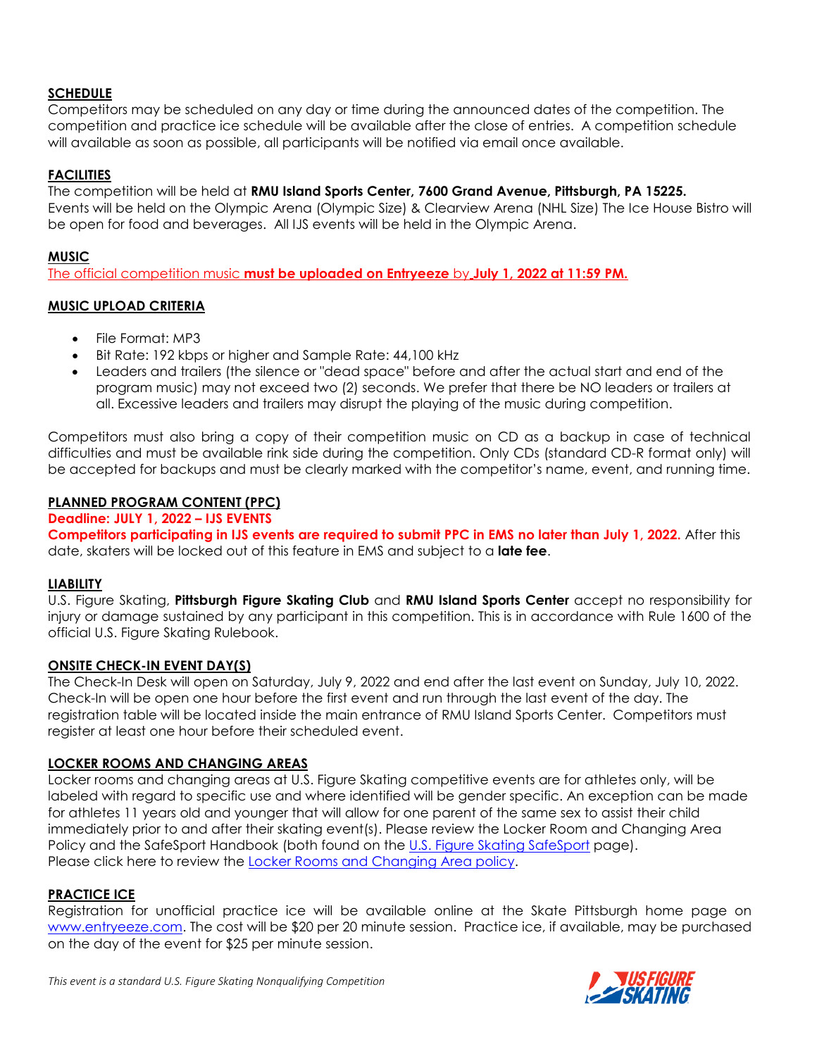**SCHEDULE**

Competitors may be scheduled on any day or time during the announced dates of the competition. The competition and practice ice schedule will be available after the close of entries. A competition schedule will available as soon as possible, all participants will be notified via email once available.

**FACILITIES**

The competition will be held at **RMU Island Sports Center, 7600 Grand Avenue, Pittsburgh, PA 15225.** Events will be held on the Olympic Arena (Olympic Size) & Clearview Arena (NHL Size) The Ice House Bistro will be open for food and beverages. All IJS events will be held in the Olympic Arena.

**MUSIC**

The official competition music **must be uploaded on Entryeeze** by **July 1, 2022 at 11:59 PM.**

**MUSIC UPLOAD CRITERIA**

- File Format: MP3
- Bit Rate: 192 kbps or higher and Sample Rate: 44,100 kHz
- Leaders and trailers (the silence or "dead space" before and after the actual start and end of the program music) may not exceed two (2) seconds. We prefer that there be NO leaders or trailers at all. Excessive leaders and trailers may disrupt the playing of the music during competition.

Competitors must also bring a copy of their competition music on CD as a backup in case of technical difficulties and must be available rink side during the competition. Only CDs (standard CD-R format only) will be accepted for backups and must be clearly marked with the competitor's name, event, and running time.

**PLANNED PROGRAM CONTENT (PPC)**

**Deadline: JULY 1, 2022 – IJS EVENTS**

**Competitors participating in IJS events are required to submit PPC in EMS no later than July 1, 2022.** After this date, skaters will be locked out of this feature in EMS and subject to a **late fee**.

**LIABILITY**

U.S. Figure Skating, **Pittsburgh Figure Skating Club** and **RMU Island Sports Center** accept no responsibility for injury or damage sustained by any participant in this competition. This is in accordance with Rule 1600 of the official U.S. Figure Skating Rulebook.

**ONSITE CHECK-IN EVENT DAY(S)**

The Check-In Desk will open on Saturday, July 9, 2022 and end after the last event on Sunday, July 10, 2022. Check-In will be open one hour before the first event and run through the last event of the day. The registration table will be located inside the main entrance of RMU Island Sports Center. Competitors must register at least one hour before their scheduled event.

**LOCKER ROOMS AND CHANGING AREAS**

Locker rooms and changing areas at U.S. Figure Skating competitive events are for athletes only, will be labeled with regard to specific use and where identified will be gender specific. An exception can be made for athletes 11 years old and younger that will allow for one parent of the same sex to assist their child immediately prior to and after their skating event(s). Please review the Locker Room and Changing Area Policy and the SafeSport Handbook (both found on the U.S. Figure Skating SafeSport page).
Please click here to review the Locker Rooms and Changing Area policy.

**PRACTICE ICE**

Registration for unofficial practice ice will be available online at the Skate Pittsburgh home page on www.entryeeze.com. The cost will be $20 per 20 minute session. Practice ice, if available, may be purchased on the day of the event for $25 per minute session.

*This event is a standard U.S. Figure Skating Nonqualifying Competition*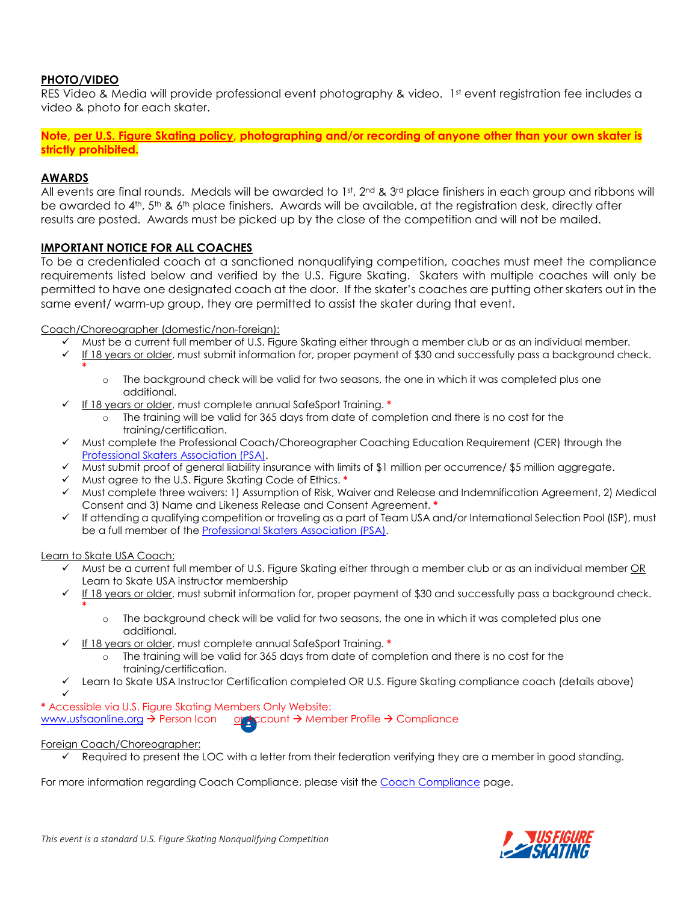**PHOTO/VIDEO**

RES Video & Media will provide professional event photography & video. 1st event registration fee includes a video & photo for each skater.

**Note, per U.S. Figure Skating policy, photographing and/or recording of anyone other than your own skater is strictly prohibited.**

**AWARDS**

All events are final rounds. Medals will be awarded to 1st, 2nd & 3rd place finishers in each group and ribbons will be awarded to 4th, 5th & 6th place finishers. Awards will be available, at the registration desk, directly after results are posted. Awards must be picked up by the close of the competition and will not be mailed.

**IMPORTANT NOTICE FOR ALL COACHES**

To be a credentialed coach at a sanctioned nonqualifying competition, coaches must meet the compliance requirements listed below and verified by the U.S. Figure Skating. Skaters with multiple coaches will only be permitted to have one designated coach at the door. If the skater's coaches are putting other skaters out in the same event/ warm-up group, they are permitted to assist the skater during that event.

Coach/Choreographer (domestic/non-foreign):

- ✓ Must be a current full member of U.S. Figure Skating either through a member club or as an individual member.
- ✓ If 18 years or older, must submit information for, proper payment of $30 and successfully pass a background check. *
  - The background check will be valid for two seasons, the one in which it was completed plus one additional.
- ✓ If 18 years or older, must complete annual SafeSport Training. *
  - The training will be valid for 365 days from date of completion and there is no cost for the training/certification.
- ✓ Must complete the Professional Coach/Choreographer Coaching Education Requirement (CER) through the Professional Skaters Association (PSA).
- ✓ Must submit proof of general liability insurance with limits of $1 million per occurrence/ $5 million aggregate.
- ✓ Must agree to the U.S. Figure Skating Code of Ethics. *
- ✓ Must complete three waivers: 1) Assumption of Risk, Waiver and Release and Indemnification Agreement, 2) Medical Consent and 3) Name and Likeness Release and Consent Agreement. *
- ✓ If attending a qualifying competition or traveling as a part of Team USA and/or International Selection Pool (ISP), must be a full member of the Professional Skaters Association (PSA).

Learn to Skate USA Coach:

- ✓ Must be a current full member of U.S. Figure Skating either through a member club or as an individual member OR Learn to Skate USA instructor membership
- ✓ If 18 years or older, must submit information for, proper payment of $30 and successfully pass a background check. *
  - The background check will be valid for two seasons, the one in which it was completed plus one additional.
- ✓ If 18 years or older, must complete annual SafeSport Training. *
  - The training will be valid for 365 days from date of completion and there is no cost for the training/certification.
- ✓ Learn to Skate USA Instructor Certification completed OR U.S. Figure Skating compliance coach (details above)
- ✓

\* Accessible via U.S. Figure Skating Members Only Website:
www.usfsaonline.org → Person Icon or Account → Member Profile → Compliance

Foreign Coach/Choreographer:

- ✓ Required to present the LOC with a letter from their federation verifying they are a member in good standing.

For more information regarding Coach Compliance, please visit the Coach Compliance page.

*This event is a standard U.S. Figure Skating Nonqualifying Competition*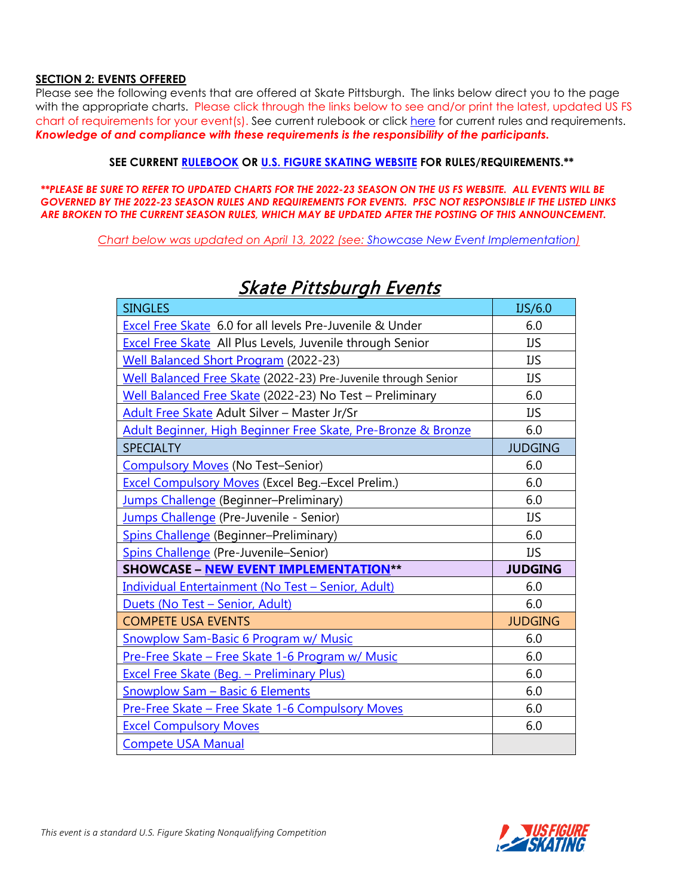**SECTION 2: EVENTS OFFERED**

Please see the following events that are offered at Skate Pittsburgh. The links below direct you to the page with the appropriate charts. Please click through the links below to see and/or print the latest, updated US FS chart of requirements for your event(s). See current rulebook or click here for current rules and requirements. ***Knowledge of and compliance with these requirements is the responsibility of the participants.***

**SEE CURRENT RULEBOOK OR U.S. FIGURE SKATING WEBSITE FOR RULES/REQUIREMENTS.****

***\*\*PLEASE BE SURE TO REFER TO UPDATED CHARTS FOR THE 2022-23 SEASON ON THE US FS WEBSITE. ALL EVENTS WILL BE GOVERNED BY THE 2022-23 SEASON RULES AND REQUIREMENTS FOR EVENTS. PFSC NOT RESPONSIBLE IF THE LISTED LINKS ARE BROKEN TO THE CURRENT SEASON RULES, WHICH MAY BE UPDATED AFTER THE POSTING OF THIS ANNOUNCEMENT.***

*Chart below was updated on April 13, 2022 (see: Showcase New Event Implementation)*

## Skate Pittsburgh Events

| SINGLES | IJS/6.0 |
|---|---|
| Excel Free Skate 6.0 for all levels Pre-Juvenile & Under | 6.0 |
| Excel Free Skate All Plus Levels, Juvenile through Senior | IJS |
| Well Balanced Short Program (2022-23) | IJS |
| Well Balanced Free Skate (2022-23) Pre-Juvenile through Senior | IJS |
| Well Balanced Free Skate (2022-23) No Test – Preliminary | 6.0 |
| Adult Free Skate Adult Silver – Master Jr/Sr | IJS |
| Adult Beginner, High Beginner Free Skate, Pre-Bronze & Bronze | 6.0 |
| SPECIALTY | JUDGING |
| Compulsory Moves (No Test–Senior) | 6.0 |
| Excel Compulsory Moves (Excel Beg.–Excel Prelim.) | 6.0 |
| Jumps Challenge (Beginner–Preliminary) | 6.0 |
| Jumps Challenge (Pre-Juvenile - Senior) | IJS |
| Spins Challenge (Beginner–Preliminary) | 6.0 |
| Spins Challenge (Pre-Juvenile–Senior) | IJS |
| **SHOWCASE – NEW EVENT IMPLEMENTATION**** | **JUDGING** |
| Individual Entertainment (No Test – Senior, Adult) | 6.0 |
| Duets (No Test – Senior, Adult) | 6.0 |
| COMPETE USA EVENTS | JUDGING |
| Snowplow Sam-Basic 6 Program w/ Music | 6.0 |
| Pre-Free Skate – Free Skate 1-6 Program w/ Music | 6.0 |
| Excel Free Skate (Beg. – Preliminary Plus) | 6.0 |
| Snowplow Sam – Basic 6 Elements | 6.0 |
| Pre-Free Skate – Free Skate 1-6 Compulsory Moves | 6.0 |
| Excel Compulsory Moves | 6.0 |
| Compete USA Manual | |

*This event is a standard U.S. Figure Skating Nonqualifying Competition*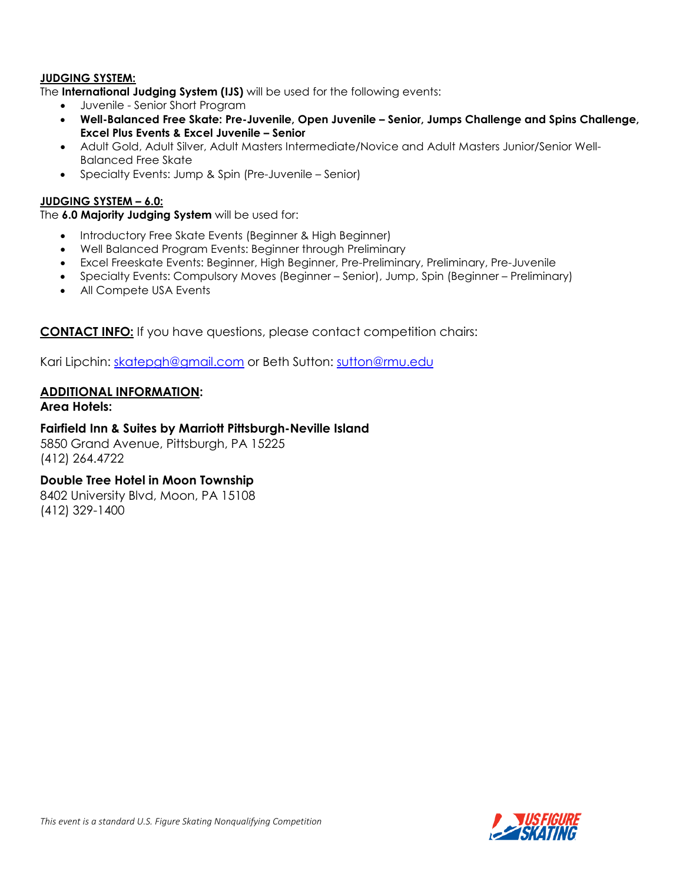**JUDGING SYSTEM:**

The **International Judging System (IJS)** will be used for the following events:

- Juvenile - Senior Short Program
- **Well-Balanced Free Skate: Pre-Juvenile, Open Juvenile – Senior, Jumps Challenge and Spins Challenge, Excel Plus Events & Excel Juvenile – Senior**
- Adult Gold, Adult Silver, Adult Masters Intermediate/Novice and Adult Masters Junior/Senior Well-Balanced Free Skate
- Specialty Events: Jump & Spin (Pre-Juvenile – Senior)

**JUDGING SYSTEM – 6.0:**

The **6.0 Majority Judging System** will be used for:

- Introductory Free Skate Events (Beginner & High Beginner)
- Well Balanced Program Events: Beginner through Preliminary
- Excel Freeskate Events: Beginner, High Beginner, Pre-Preliminary, Preliminary, Pre-Juvenile
- Specialty Events: Compulsory Moves (Beginner – Senior), Jump, Spin (Beginner – Preliminary)
- All Compete USA Events

**CONTACT INFO:** If you have questions, please contact competition chairs:

Kari Lipchin: skatepgh@gmail.com or Beth Sutton: sutton@rmu.edu

**ADDITIONAL INFORMATION:**

**Area Hotels:**

**Fairfield Inn & Suites by Marriott Pittsburgh-Neville Island**
5850 Grand Avenue, Pittsburgh, PA 15225
(412) 264.4722

**Double Tree Hotel in Moon Township**
8402 University Blvd, Moon, PA 15108
(412) 329-1400

*This event is a standard U.S. Figure Skating Nonqualifying Competition*